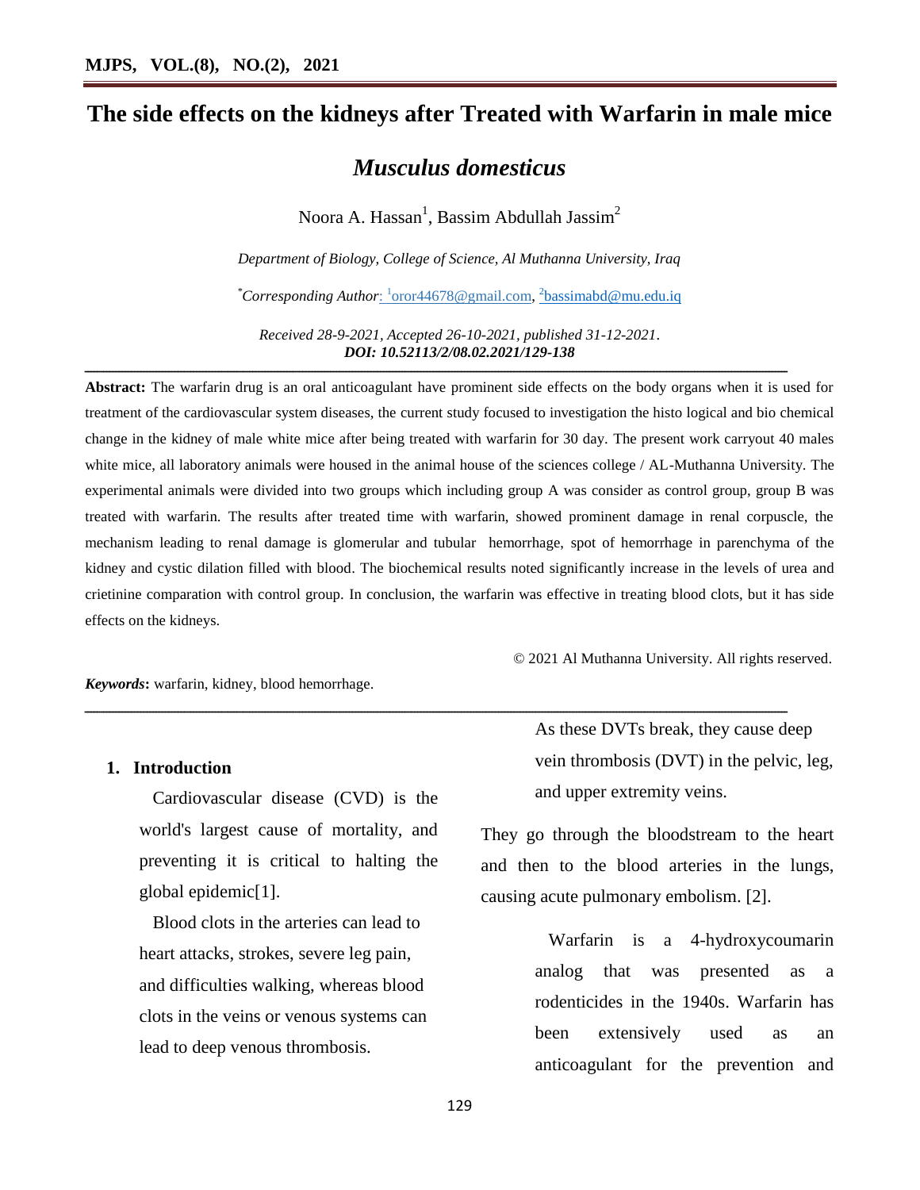# The side effects on the kidneys after Treated with Warfarin in male mice

## *Musculus domesticus*

Noora A. Hassan[1], Bassim Abdullah Jassim[2]

*Department of Biology, College of Science, Al Muthanna University, Iraq*

[*]*Corresponding Author*: [1]oror44678@gmail.com, [2]bassimabd@mu.edu.iq

*Received 28-9-2021, Accepted 26-10-2021, published 31-12-2021.*
***DOI: 10.52113/2/08.02.2021/129-138***

---

**Abstract:** The warfarin drug is an oral anticoagulant have prominent side effects on the body organs when it is used for treatment of the cardiovascular system diseases, the current study focused to investigation the histo logical and bio chemical change in the kidney of male white mice after being treated with warfarin for 30 day. The present work carryout 40 males white mice, all laboratory animals were housed in the animal house of the sciences college / AL-Muthanna University. The experimental animals were divided into two groups which including group A was consider as control group, group B was treated with warfarin. The results after treated time with warfarin, showed prominent damage in renal corpuscle, the mechanism leading to renal damage is glomerular and tubular hemorrhage, spot of hemorrhage in parenchyma of the kidney and cystic dilation filled with blood. The biochemical results noted significantly increase in the levels of urea and crietinine comparation with control group. In conclusion, the warfarin was effective in treating blood clots, but it has side effects on the kidneys.

© 2021 Al Muthanna University. All rights reserved.

***Keywords*:** warfarin, kidney, blood hemorrhage.

---

## 1. Introduction

Cardiovascular disease (CVD) is the world's largest cause of mortality, and preventing it is critical to halting the global epidemic[1].

Blood clots in the arteries can lead to heart attacks, strokes, severe leg pain, and difficulties walking, whereas blood clots in the veins or venous systems can lead to deep venous thrombosis. As these DVTs break, they cause deep vein thrombosis (DVT) in the pelvic, leg, and upper extremity veins.

They go through the bloodstream to the heart and then to the blood arteries in the lungs, causing acute pulmonary embolism. [2].

Warfarin is a 4-hydroxycoumarin analog that was presented as a rodenticides in the 1940s. Warfarin has been extensively used as an anticoagulant for the prevention and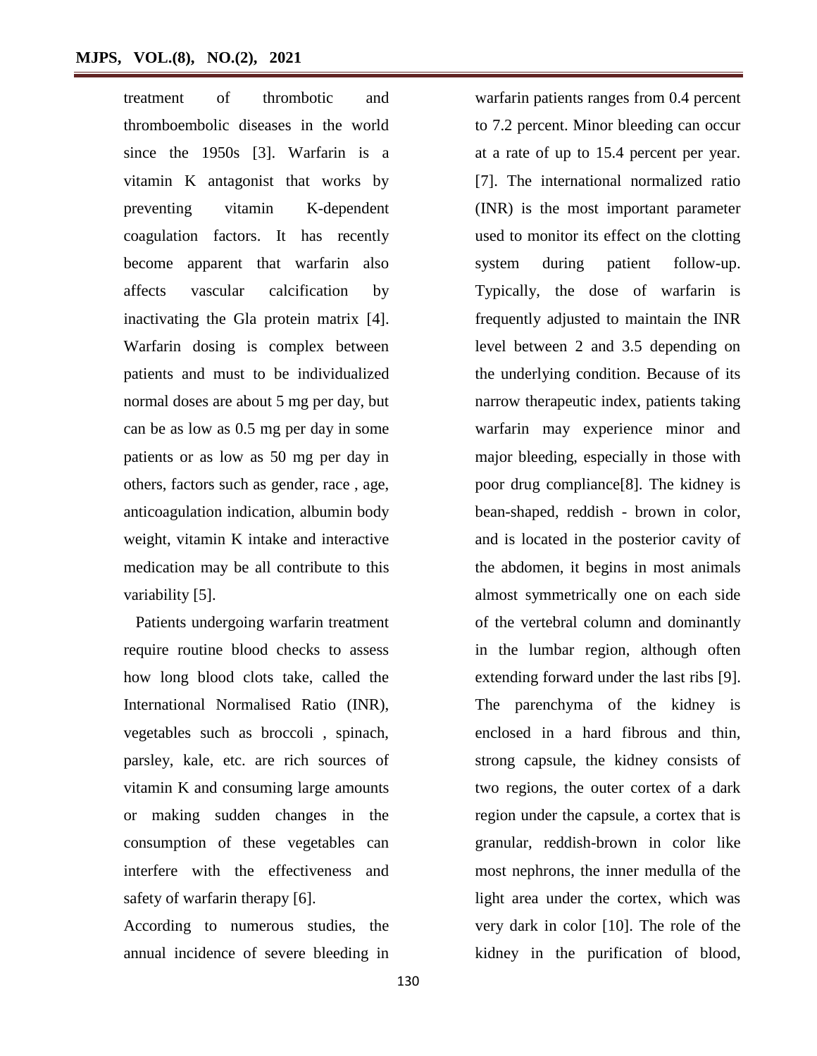treatment of thrombotic and thromboembolic diseases in the world since the 1950s [3]. Warfarin is a vitamin K antagonist that works by preventing vitamin K-dependent coagulation factors. It has recently become apparent that warfarin also affects vascular calcification by inactivating the Gla protein matrix [4]. Warfarin dosing is complex between patients and must to be individualized normal doses are about 5 mg per day, but can be as low as 0.5 mg per day in some patients or as low as 50 mg per day in others, factors such as gender, race , age, anticoagulation indication, albumin body weight, vitamin K intake and interactive medication may be all contribute to this variability [5].

Patients undergoing warfarin treatment require routine blood checks to assess how long blood clots take, called the International Normalised Ratio (INR), vegetables such as broccoli , spinach, parsley, kale, etc. are rich sources of vitamin K and consuming large amounts or making sudden changes in the consumption of these vegetables can interfere with the effectiveness and safety of warfarin therapy [6].

According to numerous studies, the annual incidence of severe bleeding in warfarin patients ranges from 0.4 percent to 7.2 percent. Minor bleeding can occur at a rate of up to 15.4 percent per year. [7]. The international normalized ratio (INR) is the most important parameter used to monitor its effect on the clotting system during patient follow-up. Typically, the dose of warfarin is frequently adjusted to maintain the INR level between 2 and 3.5 depending on the underlying condition. Because of its narrow therapeutic index, patients taking warfarin may experience minor and major bleeding, especially in those with poor drug compliance[8]. The kidney is bean-shaped, reddish - brown in color, and is located in the posterior cavity of the abdomen, it begins in most animals almost symmetrically one on each side of the vertebral column and dominantly in the lumbar region, although often extending forward under the last ribs [9]. The parenchyma of the kidney is enclosed in a hard fibrous and thin, strong capsule, the kidney consists of two regions, the outer cortex of a dark region under the capsule, a cortex that is granular, reddish-brown in color like most nephrons, the inner medulla of the light area under the cortex, which was very dark in color [10]. The role of the kidney in the purification of blood,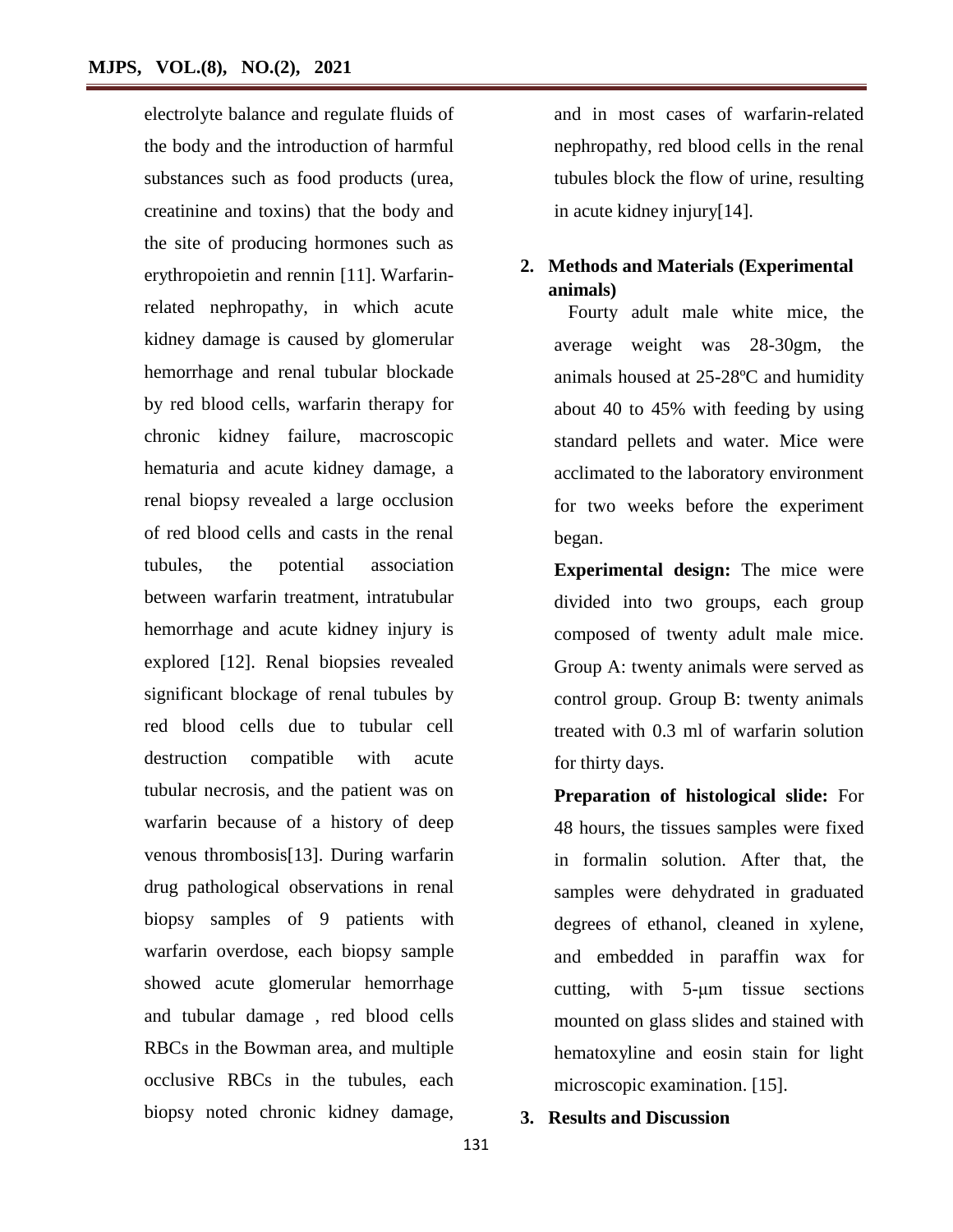electrolyte balance and regulate fluids of the body and the introduction of harmful substances such as food products (urea, creatinine and toxins) that the body and the site of producing hormones such as erythropoietin and rennin [11]. Warfarin-related nephropathy, in which acute kidney damage is caused by glomerular hemorrhage and renal tubular blockade by red blood cells, warfarin therapy for chronic kidney failure, macroscopic hematuria and acute kidney damage, a renal biopsy revealed a large occlusion of red blood cells and casts in the renal tubules, the potential association between warfarin treatment, intratubular hemorrhage and acute kidney injury is explored [12]. Renal biopsies revealed significant blockage of renal tubules by red blood cells due to tubular cell destruction compatible with acute tubular necrosis, and the patient was on warfarin because of a history of deep venous thrombosis[13]. During warfarin drug pathological observations in renal biopsy samples of 9 patients with warfarin overdose, each biopsy sample showed acute glomerular hemorrhage and tubular damage , red blood cells RBCs in the Bowman area, and multiple occlusive RBCs in the tubules, each biopsy noted chronic kidney damage, and in most cases of warfarin-related nephropathy, red blood cells in the renal tubules block the flow of urine, resulting in acute kidney injury[14].

## 2. Methods and Materials (Experimental animals)

Fourty adult male white mice, the average weight was 28-30gm, the animals housed at 25-28ºC and humidity about 40 to 45% with feeding by using standard pellets and water. Mice were acclimated to the laboratory environment for two weeks before the experiment began.

**Experimental design:** The mice were divided into two groups, each group composed of twenty adult male mice. Group A: twenty animals were served as control group. Group B: twenty animals treated with 0.3 ml of warfarin solution for thirty days.

**Preparation of histological slide:** For 48 hours, the tissues samples were fixed in formalin solution. After that, the samples were dehydrated in graduated degrees of ethanol, cleaned in xylene, and embedded in paraffin wax for cutting, with 5-μm tissue sections mounted on glass slides and stained with hematoxyline and eosin stain for light microscopic examination. [15].

## 3. Results and Discussion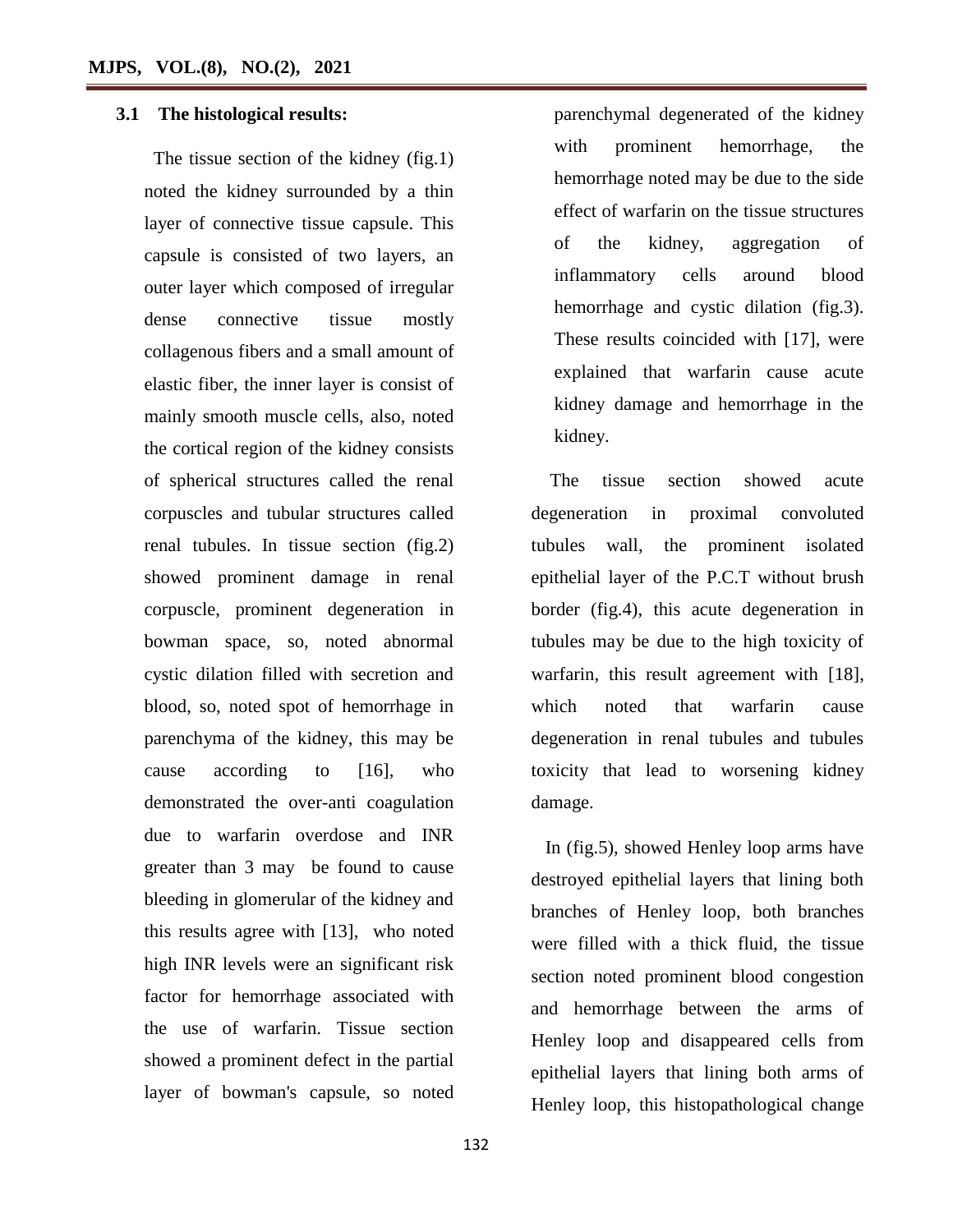### 3.1 The histological results:

The tissue section of the kidney (fig.1) noted the kidney surrounded by a thin layer of connective tissue capsule. This capsule is consisted of two layers, an outer layer which composed of irregular dense connective tissue mostly collagenous fibers and a small amount of elastic fiber, the inner layer is consist of mainly smooth muscle cells, also, noted the cortical region of the kidney consists of spherical structures called the renal corpuscles and tubular structures called renal tubules. In tissue section (fig.2) showed prominent damage in renal corpuscle, prominent degeneration in bowman space, so, noted abnormal cystic dilation filled with secretion and blood, so, noted spot of hemorrhage in parenchyma of the kidney, this may be cause according to [16], who demonstrated the over-anti coagulation due to warfarin overdose and INR greater than 3 may be found to cause bleeding in glomerular of the kidney and this results agree with [13], who noted high INR levels were an significant risk factor for hemorrhage associated with the use of warfarin. Tissue section showed a prominent defect in the partial layer of bowman's capsule, so noted parenchymal degenerated of the kidney with prominent hemorrhage, the hemorrhage noted may be due to the side effect of warfarin on the tissue structures of the kidney, aggregation of inflammatory cells around blood hemorrhage and cystic dilation (fig.3). These results coincided with [17], were explained that warfarin cause acute kidney damage and hemorrhage in the kidney.

The tissue section showed acute degeneration in proximal convoluted tubules wall, the prominent isolated epithelial layer of the P.C.T without brush border (fig.4), this acute degeneration in tubules may be due to the high toxicity of warfarin, this result agreement with [18], which noted that warfarin cause degeneration in renal tubules and tubules toxicity that lead to worsening kidney damage.

In (fig.5), showed Henley loop arms have destroyed epithelial layers that lining both branches of Henley loop, both branches were filled with a thick fluid, the tissue section noted prominent blood congestion and hemorrhage between the arms of Henley loop and disappeared cells from epithelial layers that lining both arms of Henley loop, this histopathological change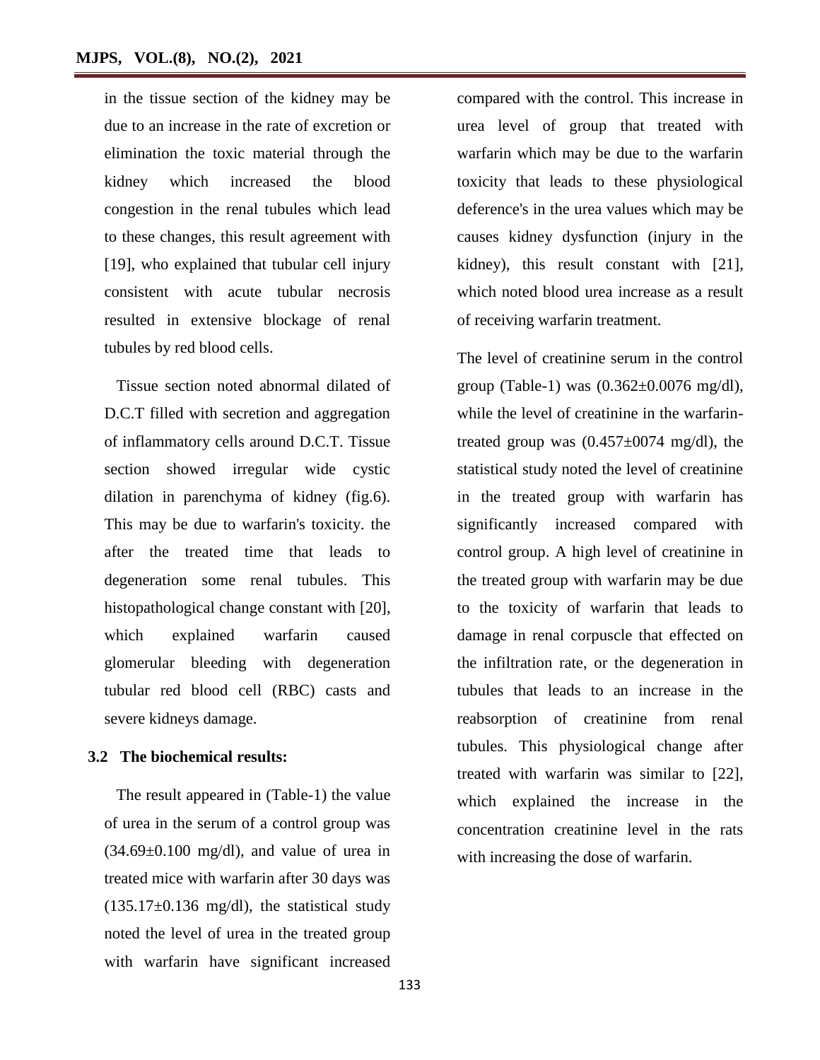in the tissue section of the kidney may be due to an increase in the rate of excretion or elimination the toxic material through the kidney which increased the blood congestion in the renal tubules which lead to these changes, this result agreement with [19], who explained that tubular cell injury consistent with acute tubular necrosis resulted in extensive blockage of renal tubules by red blood cells.

Tissue section noted abnormal dilated of D.C.T filled with secretion and aggregation of inflammatory cells around D.C.T. Tissue section showed irregular wide cystic dilation in parenchyma of kidney (fig.6). This may be due to warfarin's toxicity. the after the treated time that leads to degeneration some renal tubules. This histopathological change constant with [20], which explained warfarin caused glomerular bleeding with degeneration tubular red blood cell (RBC) casts and severe kidneys damage.

### 3.2 The biochemical results:

The result appeared in (Table-1) the value of urea in the serum of a control group was (34.69±0.100 mg/dl), and value of urea in treated mice with warfarin after 30 days was (135.17±0.136 mg/dl), the statistical study noted the level of urea in the treated group with warfarin have significant increased compared with the control. This increase in urea level of group that treated with warfarin which may be due to the warfarin toxicity that leads to these physiological deference's in the urea values which may be causes kidney dysfunction (injury in the kidney), this result constant with [21], which noted blood urea increase as a result of receiving warfarin treatment.

The level of creatinine serum in the control group (Table-1) was (0.362±0.0076 mg/dl), while the level of creatinine in the warfarin-treated group was (0.457±0074 mg/dl), the statistical study noted the level of creatinine in the treated group with warfarin has significantly increased compared with control group. A high level of creatinine in the treated group with warfarin may be due to the toxicity of warfarin that leads to damage in renal corpuscle that effected on the infiltration rate, or the degeneration in tubules that leads to an increase in the reabsorption of creatinine from renal tubules. This physiological change after treated with warfarin was similar to [22], which explained the increase in the concentration creatinine level in the rats with increasing the dose of warfarin.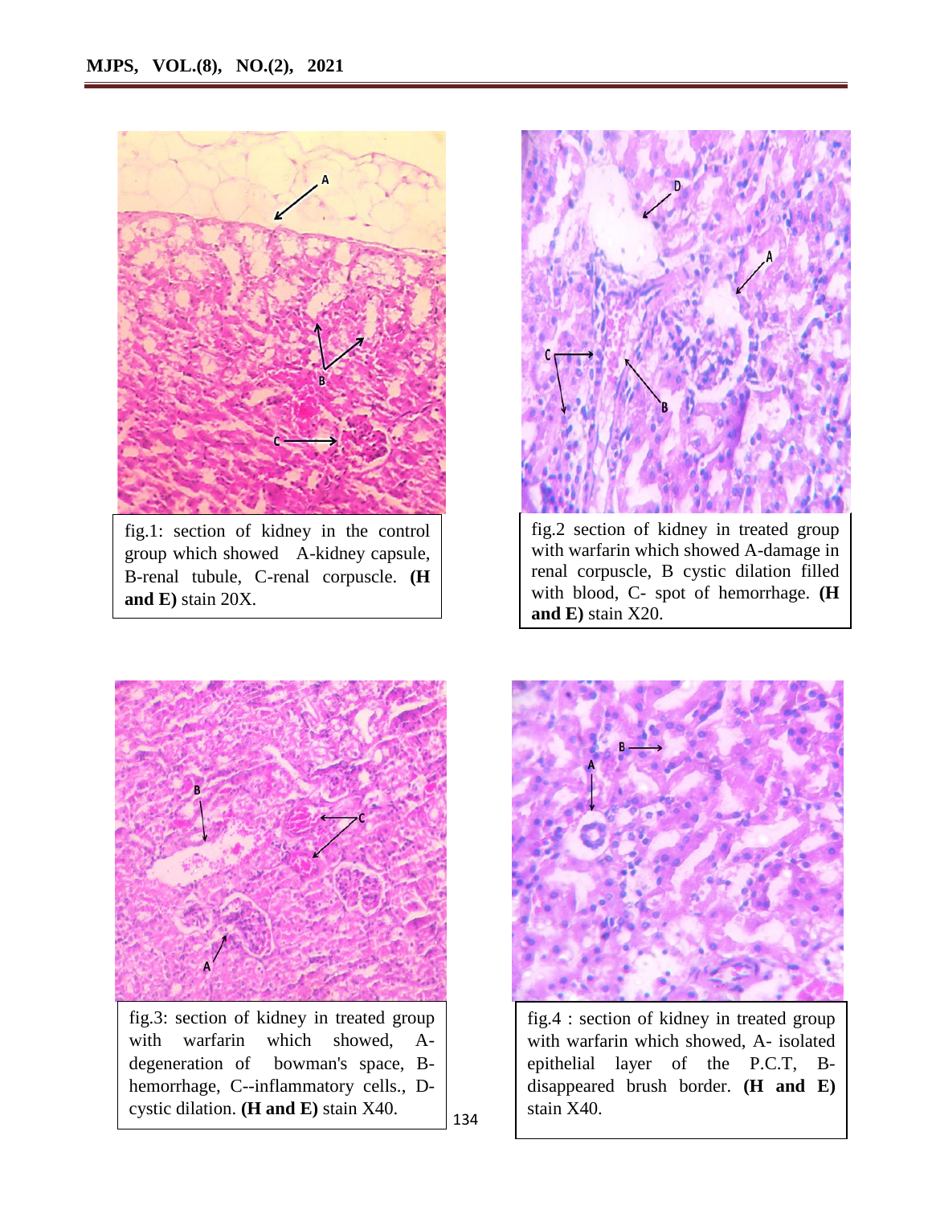fig.1: section of kidney in the control group which showed A-kidney capsule, B-renal tubule, C-renal corpuscle. **(H and E)** stain 20X.

fig.2 section of kidney in treated group with warfarin which showed A-damage in renal corpuscle, B cystic dilation filled with blood, C- spot of hemorrhage. **(H and E)** stain X20.

fig.3: section of kidney in treated group with warfarin which showed, A-degeneration of bowman's space, B-hemorrhage, C--inflammatory cells., D-cystic dilation. **(H and E)** stain X40.

fig.4 : section of kidney in treated group with warfarin which showed, A- isolated epithelial layer of the P.C.T, B-disappeared brush border. **(H and E)** stain X40.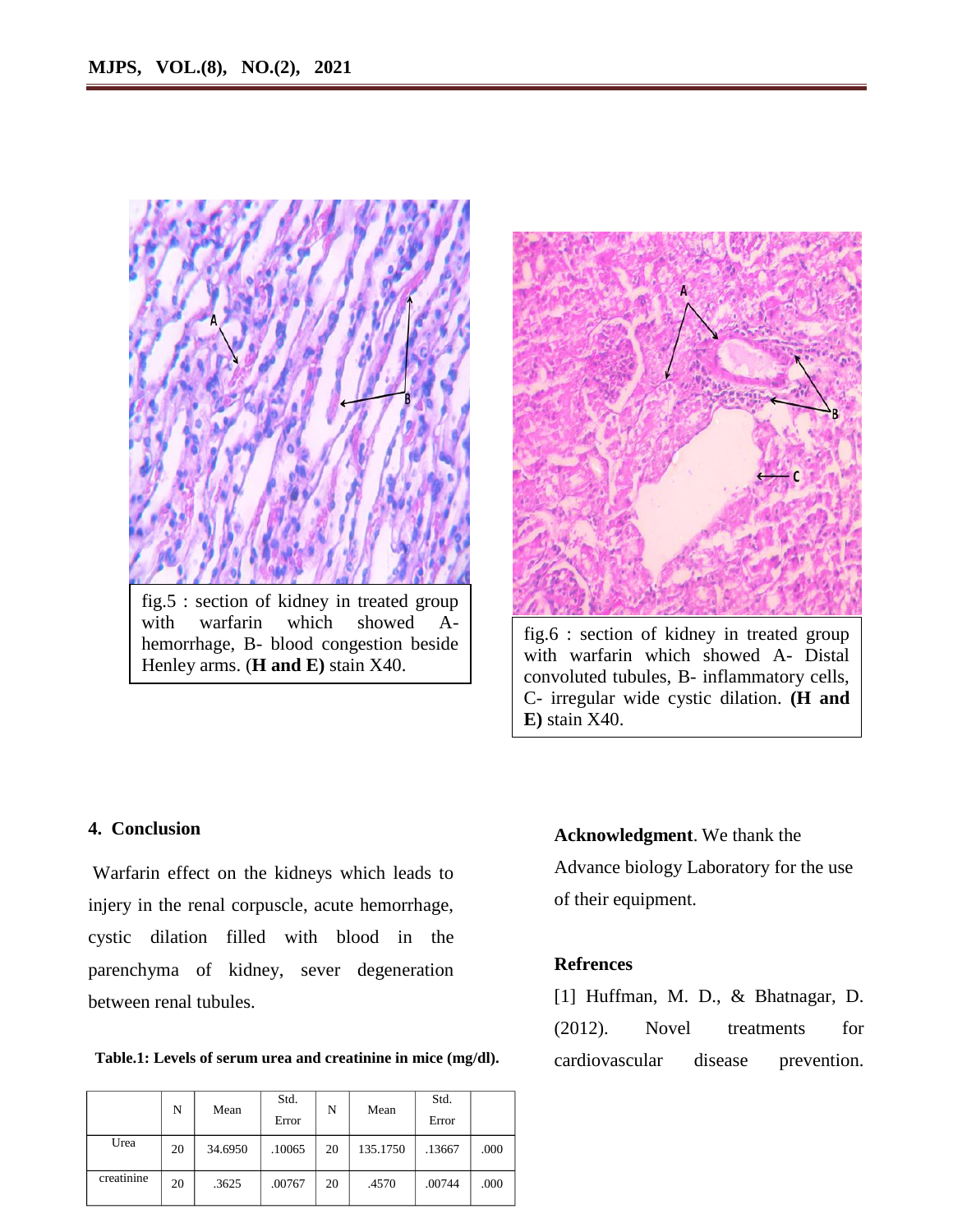fig.5 : section of kidney in treated group with warfarin which showed A- hemorrhage, B- blood congestion beside Henley arms. (**H and E)** stain X40.

fig.6 : section of kidney in treated group with warfarin which showed A- Distal convoluted tubules, B- inflammatory cells, C- irregular wide cystic dilation. **(H and E)** stain X40.

## 4. Conclusion

Warfarin effect on the kidneys which leads to injury in the renal corpuscle, acute hemorrhage, cystic dilation filled with blood in the parenchyma of kidney, sever degeneration between renal tubules.

**Table.1: Levels of serum urea and creatinine in mice (mg/dl).**

| | N | Mean | Std. Error | N | Mean | Std. Error | |
|---|---|---|---|---|---|---|---|
| Urea | 20 | 34.6950 | .10065 | 20 | 135.1750 | .13667 | .000 |
| creatinine | 20 | .3625 | .00767 | 20 | .4570 | .00744 | .000 |

**Acknowledgment**. We thank the Advance biology Laboratory for the use of their equipment.

## Refrences

[1] Huffman, M. D., & Bhatnagar, D. (2012). Novel treatments for cardiovascular disease prevention.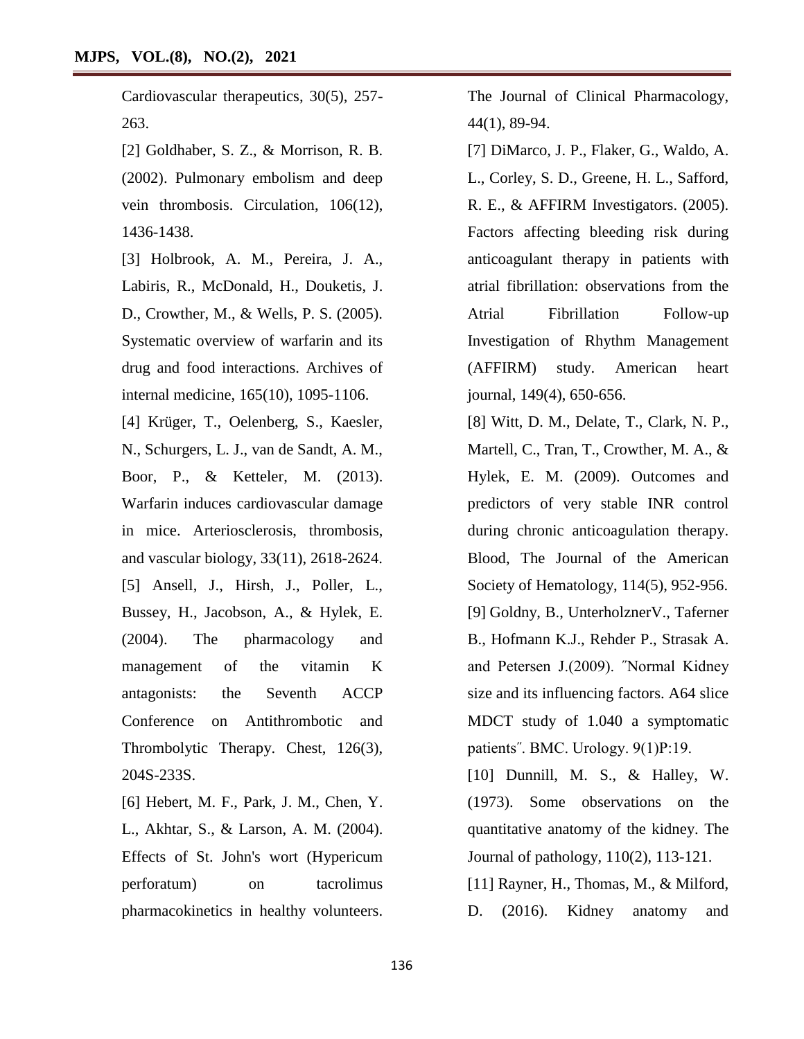Cardiovascular therapeutics, 30(5), 257-263.

[2] Goldhaber, S. Z., & Morrison, R. B. (2002). Pulmonary embolism and deep vein thrombosis. Circulation, 106(12), 1436-1438.

[3] Holbrook, A. M., Pereira, J. A., Labiris, R., McDonald, H., Douketis, J. D., Crowther, M., & Wells, P. S. (2005). Systematic overview of warfarin and its drug and food interactions. Archives of internal medicine, 165(10), 1095-1106.

[4] Krüger, T., Oelenberg, S., Kaesler, N., Schurgers, L. J., van de Sandt, A. M., Boor, P., & Ketteler, M. (2013). Warfarin induces cardiovascular damage in mice. Arteriosclerosis, thrombosis, and vascular biology, 33(11), 2618-2624.

[5] Ansell, J., Hirsh, J., Poller, L., Bussey, H., Jacobson, A., & Hylek, E. (2004). The pharmacology and management of the vitamin K antagonists: the Seventh ACCP Conference on Antithrombotic and Thrombolytic Therapy. Chest, 126(3), 204S-233S.

[6] Hebert, M. F., Park, J. M., Chen, Y. L., Akhtar, S., & Larson, A. M. (2004). Effects of St. John's wort (Hypericum perforatum) on tacrolimus pharmacokinetics in healthy volunteers. The Journal of Clinical Pharmacology, 44(1), 89-94.

[7] DiMarco, J. P., Flaker, G., Waldo, A. L., Corley, S. D., Greene, H. L., Safford, R. E., & AFFIRM Investigators. (2005). Factors affecting bleeding risk during anticoagulant therapy in patients with atrial fibrillation: observations from the Atrial Fibrillation Follow-up Investigation of Rhythm Management (AFFIRM) study. American heart journal, 149(4), 650-656.

[8] Witt, D. M., Delate, T., Clark, N. P., Martell, C., Tran, T., Crowther, M. A., & Hylek, E. M. (2009). Outcomes and predictors of very stable INR control during chronic anticoagulation therapy. Blood, The Journal of the American Society of Hematology, 114(5), 952-956.

[9] Goldny, B., UnterholznerV., Taferner B., Hofmann K.J., Rehder P., Strasak A. and Petersen J.(2009). ″Normal Kidney size and its influencing factors. A64 slice MDCT study of 1.040 a symptomatic patients″. BMC. Urology. 9(1)P:19.

[10] Dunnill, M. S., & Halley, W. (1973). Some observations on the quantitative anatomy of the kidney. The Journal of pathology, 110(2), 113-121.

[11] Rayner, H., Thomas, M., & Milford, D. (2016). Kidney anatomy and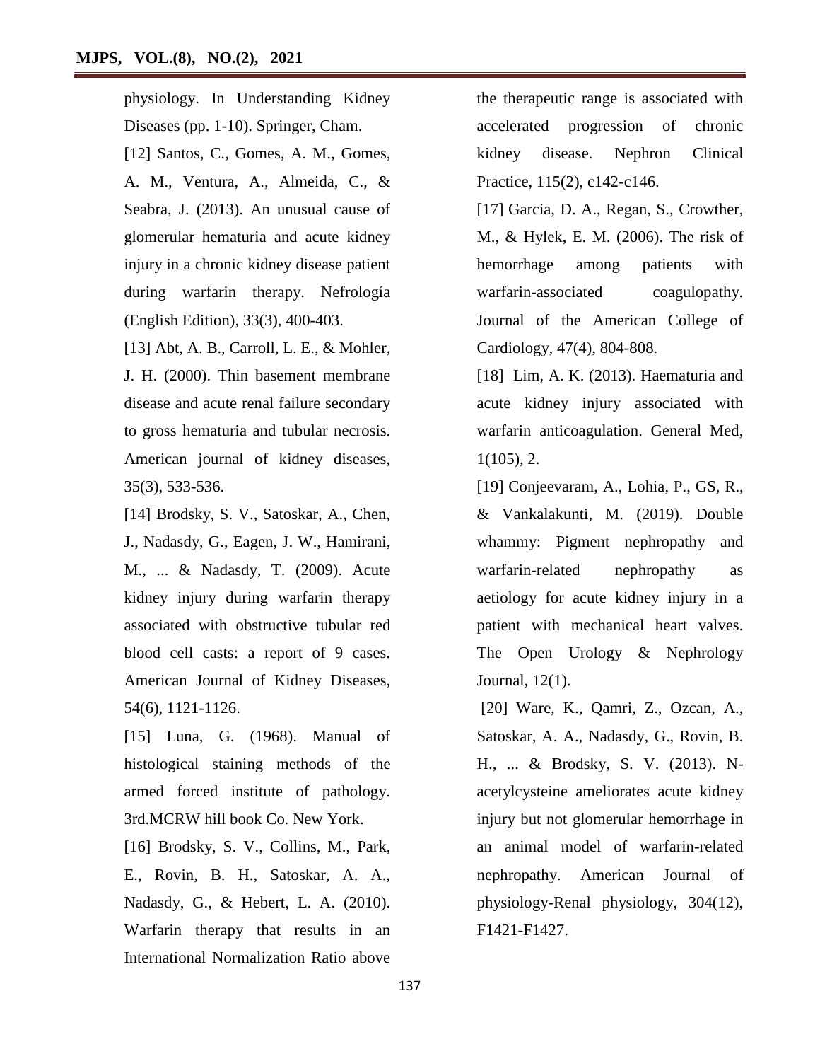physiology. In Understanding Kidney Diseases (pp. 1-10). Springer, Cham.

[12] Santos, C., Gomes, A. M., Gomes, A. M., Ventura, A., Almeida, C., & Seabra, J. (2013). An unusual cause of glomerular hematuria and acute kidney injury in a chronic kidney disease patient during warfarin therapy. Nefrología (English Edition), 33(3), 400-403.

[13] Abt, A. B., Carroll, L. E., & Mohler, J. H. (2000). Thin basement membrane disease and acute renal failure secondary to gross hematuria and tubular necrosis. American journal of kidney diseases, 35(3), 533-536.

[14] Brodsky, S. V., Satoskar, A., Chen, J., Nadasdy, G., Eagen, J. W., Hamirani, M., ... & Nadasdy, T. (2009). Acute kidney injury during warfarin therapy associated with obstructive tubular red blood cell casts: a report of 9 cases. American Journal of Kidney Diseases, 54(6), 1121-1126.

[15] Luna, G. (1968). Manual of histological staining methods of the armed forced institute of pathology. 3rd.MCRW hill book Co. New York.

[16] Brodsky, S. V., Collins, M., Park, E., Rovin, B. H., Satoskar, A. A., Nadasdy, G., & Hebert, L. A. (2010). Warfarin therapy that results in an International Normalization Ratio above the therapeutic range is associated with accelerated progression of chronic kidney disease. Nephron Clinical Practice, 115(2), c142-c146.

[17] Garcia, D. A., Regan, S., Crowther, M., & Hylek, E. M. (2006). The risk of hemorrhage among patients with warfarin-associated coagulopathy. Journal of the American College of Cardiology, 47(4), 804-808.

[18] Lim, A. K. (2013). Haematuria and acute kidney injury associated with warfarin anticoagulation. General Med, 1(105), 2.

[19] Conjeevaram, A., Lohia, P., GS, R., & Vankalakunti, M. (2019). Double whammy: Pigment nephropathy and warfarin-related nephropathy as aetiology for acute kidney injury in a patient with mechanical heart valves. The Open Urology & Nephrology Journal, 12(1).

[20] Ware, K., Qamri, Z., Ozcan, A., Satoskar, A. A., Nadasdy, G., Rovin, B. H., ... & Brodsky, S. V. (2013). N-acetylcysteine ameliorates acute kidney injury but not glomerular hemorrhage in an animal model of warfarin-related nephropathy. American Journal of physiology-Renal physiology, 304(12), F1421-F1427.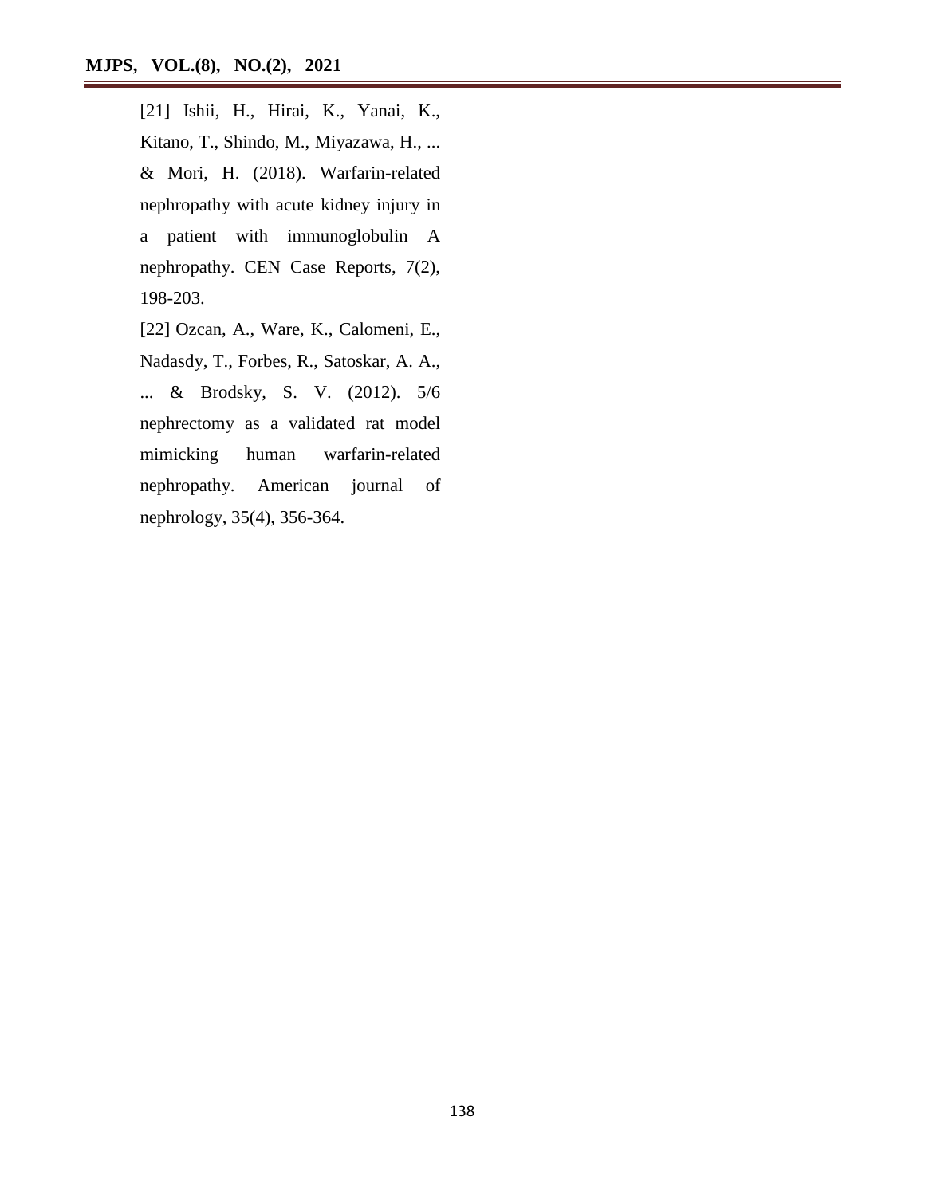[21] Ishii, H., Hirai, K., Yanai, K., Kitano, T., Shindo, M., Miyazawa, H., ... & Mori, H. (2018). Warfarin-related nephropathy with acute kidney injury in a patient with immunoglobulin A nephropathy. CEN Case Reports, 7(2), 198-203.

[22] Ozcan, A., Ware, K., Calomeni, E., Nadasdy, T., Forbes, R., Satoskar, A. A., ... & Brodsky, S. V. (2012). 5/6 nephrectomy as a validated rat model mimicking human warfarin-related nephropathy. American journal of nephrology, 35(4), 356-364.